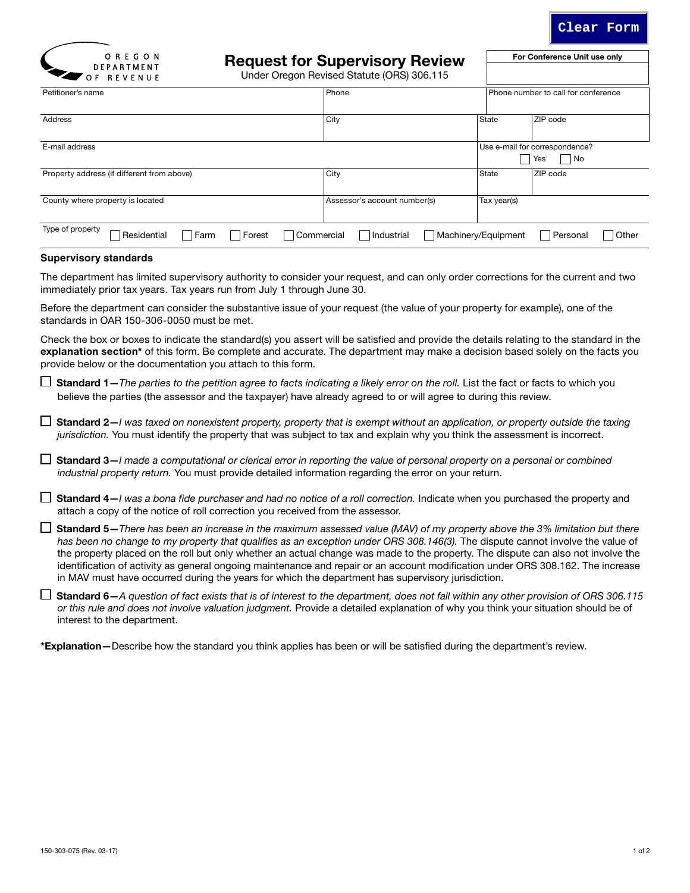Clear Form

OREGON DEPARTMENT OF REVENUE

# Request for Supervisory Review

Under Oregon Revised Statute (ORS) 306.115

| For Conference Unit use only |
| --- |
| |

| Petitioner's name | Phone | Phone number to call for conference | |
| --- | --- | --- | --- |
| **Address** | **City** | **State** | **ZIP code** |
| **E-mail address** | | **Use e-mail for correspondence?** ☐ Yes ☐ No | |
| **Property address (if different from above)** | **City** | **State** | **ZIP code** |
| **County where property is located** | **Assessor's account number(s)** | **Tax year(s)** | |

Type of property ☐ Residential ☐ Farm ☐ Forest ☐ Commercial ☐ Industrial ☐ Machinery/Equipment ☐ Personal ☐ Other

## Supervisory standards

The department has limited supervisory authority to consider your request, and can only order corrections for the current and two immediately prior tax years. Tax years run from July 1 through June 30.

Before the department can consider the substantive issue of your request (the value of your property for example), one of the standards in OAR 150-306-0050 must be met.

Check the box or boxes to indicate the standard(s) you assert will be satisfied and provide the details relating to the standard in the **explanation section*** of this form. Be complete and accurate. The department may make a decision based solely on the facts you provide below or the documentation you attach to this form.

☐ **Standard 1—***The parties to the petition agree to facts indicating a likely error on the roll.* List the fact or facts to which you believe the parties (the assessor and the taxpayer) have already agreed to or will agree to during this review.

☐ **Standard 2—***I was taxed on nonexistent property, property that is exempt without an application, or property outside the taxing jurisdiction.* You must identify the property that was subject to tax and explain why you think the assessment is incorrect.

☐ **Standard 3—***I made a computational or clerical error in reporting the value of personal property on a personal or combined industrial property return.* You must provide detailed information regarding the error on your return.

☐ **Standard 4—***I was a bona fide purchaser and had no notice of a roll correction.* Indicate when you purchased the property and attach a copy of the notice of roll correction you received from the assessor.

☐ **Standard 5—***There has been an increase in the maximum assessed value (MAV) of my property above the 3% limitation but there has been no change to my property that qualifies as an exception under ORS 308.146(3).* The dispute cannot involve the value of the property placed on the roll but only whether an actual change was made to the property. The dispute can also not involve the identification of activity as general ongoing maintenance and repair or an account modification under ORS 308.162. The increase in MAV must have occurred during the years for which the department has supervisory jurisdiction.

☐ **Standard 6—***A question of fact exists that is of interest to the department, does not fall within any other provision of ORS 306.115 or this rule and does not involve valuation judgment.* Provide a detailed explanation of why you think your situation should be of interest to the department.

***Explanation—**Describe how the standard you think applies has been or will be satisfied during the department's review.

150-303-075 (Rev. 03-17)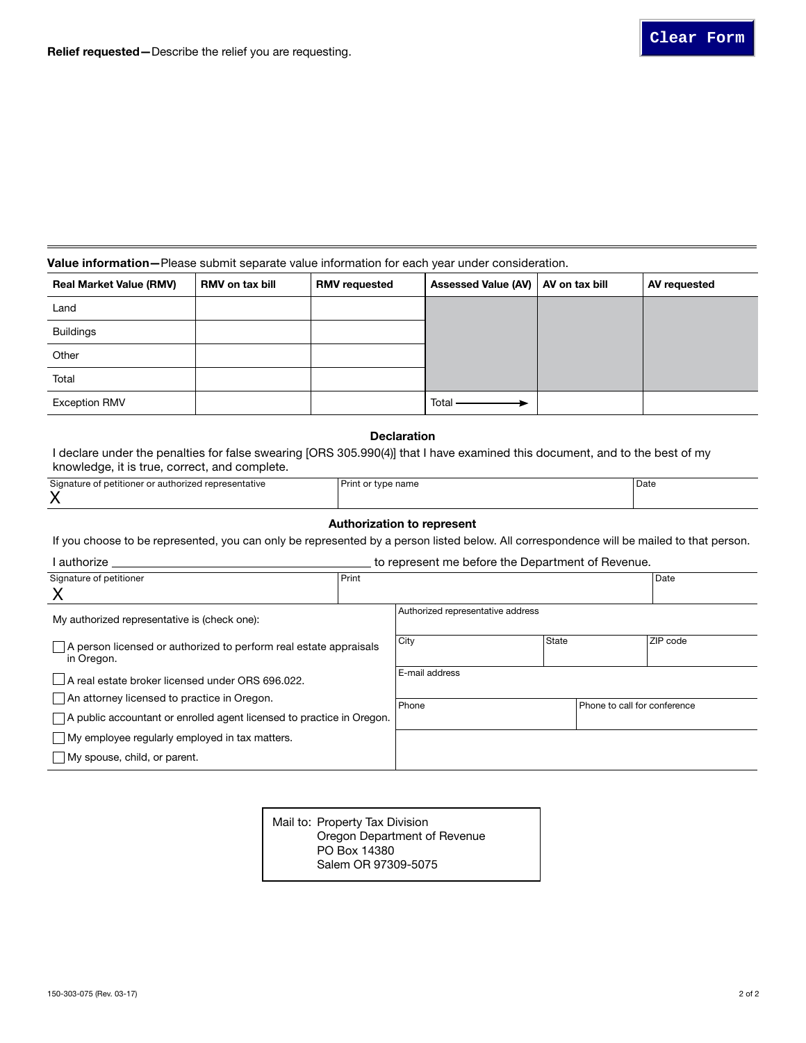**Relief requested—**Describe the relief you are requesting.

**Value information—**Please submit separate value information for each year under consideration.

| Real Market Value (RMV) | RMV on tax bill | RMV requested | Assessed Value (AV) | AV on tax bill | AV requested |
|---|---|---|---|---|---|
| Land | | | | | |
| Buildings | | | | | |
| Other | | | | | |
| Total | | | | | |
| Exception RMV | | | Total ⟶ | | |

## Declaration

I declare under the penalties for false swearing [ORS 305.990(4)] that I have examined this document, and to the best of my knowledge, it is true, correct, and complete.

| Signature of petitioner or authorized representative | Print or type name | Date |
|---|---|---|
| X | | |

## Authorization to represent

If you choose to be represented, you can only be represented by a person listed below. All correspondence will be mailed to that person.

I authorize ______________________________ to represent me before the Department of Revenue.

| Signature of petitioner | Print | Date |
|---|---|---|
| X | | |

My authorized representative is (check one):

- ☐ A person licensed or authorized to perform real estate appraisals in Oregon.
- ☐ A real estate broker licensed under ORS 696.022.
- ☐ An attorney licensed to practice in Oregon.
- ☐ A public accountant or enrolled agent licensed to practice in Oregon.
- ☐ My employee regularly employed in tax matters.
- ☐ My spouse, child, or parent.

Authorized representative address

| City | State | ZIP code |
|---|---|---|
| | | |

E-mail address

| Phone | Phone to call for conference |
|---|---|
| | |

Mail to: Property Tax Division
Oregon Department of Revenue
PO Box 14380
Salem OR 97309-5075

150-303-075 (Rev. 03-17)